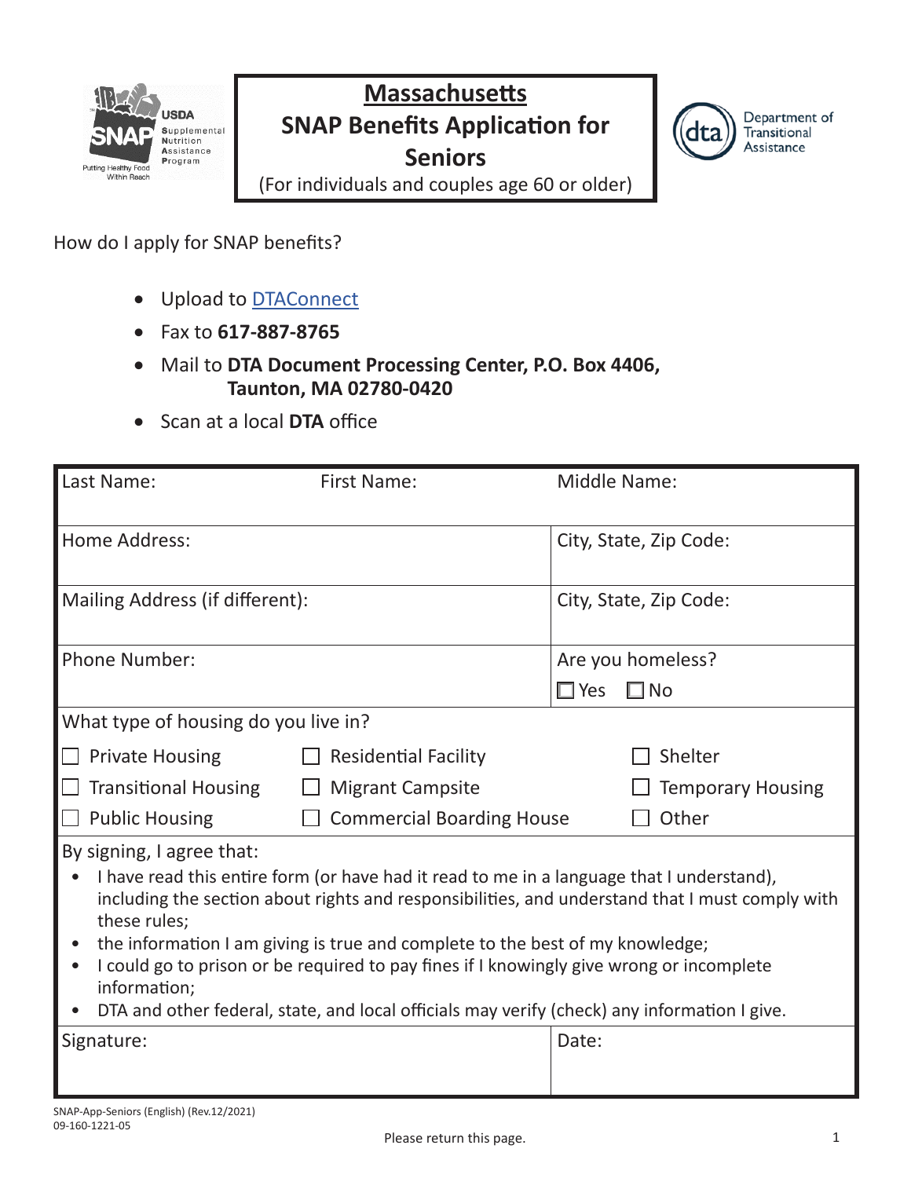# Massachusetts SNAP Benefits Application for Seniors

(For individuals and couples age 60 or older)

Department of Transitional Assistance

How do I apply for SNAP benefits?

- Upload to DTAConnect
- Fax to **617-887-8765**
- Mail to **DTA Document Processing Center, P.O. Box 4406, Taunton, MA 02780-0420**
- Scan at a local **DTA** office

| Last Name: | First Name: | Middle Name: |
|---|---|---|
| Home Address: | | City, State, Zip Code: |
| Mailing Address (if different): | | City, State, Zip Code: |
| Phone Number: | | Are you homeless? ☐ Yes ☐ No |

What type of housing do you live in?

| | | |
|---|---|---|
| ☐ Private Housing | ☐ Residential Facility | ☐ Shelter |
| ☐ Transitional Housing | ☐ Migrant Campsite | ☐ Temporary Housing |
| ☐ Public Housing | ☐ Commercial Boarding House | ☐ Other |

By signing, I agree that:

- I have read this entire form (or have had it read to me in a language that I understand), including the section about rights and responsibilities, and understand that I must comply with these rules;
- the information I am giving is true and complete to the best of my knowledge;
- I could go to prison or be required to pay fines if I knowingly give wrong or incomplete information;
- DTA and other federal, state, and local officials may verify (check) any information I give.

| Signature: | Date: |
|---|---|

SNAP-App-Seniors (English) (Rev.12/2021)
09-160-1221-05

Please return this page.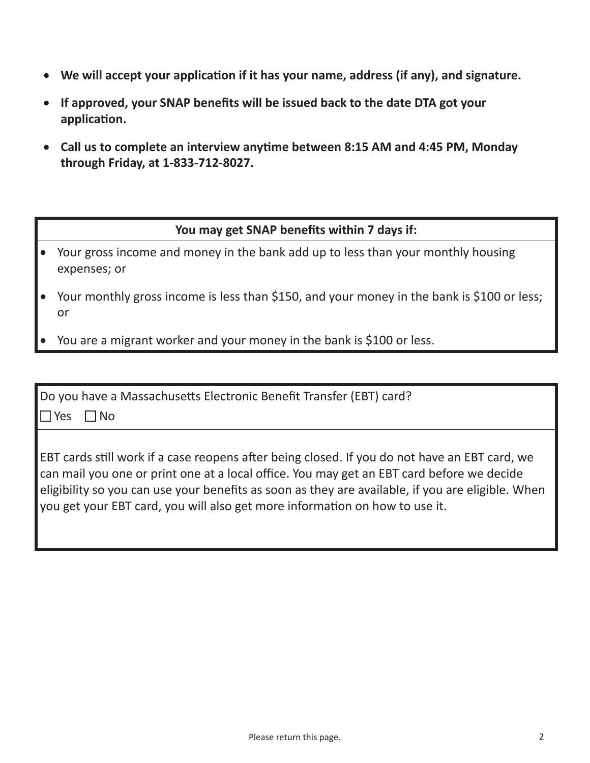- **We will accept your application if it has your name, address (if any), and signature.**
- **If approved, your SNAP benefits will be issued back to the date DTA got your application.**
- **Call us to complete an interview anytime between 8:15 AM and 4:45 PM, Monday through Friday, at 1-833-712-8027.**

**You may get SNAP benefits within 7 days if:**

- Your gross income and money in the bank add up to less than your monthly housing expenses; or
- Your monthly gross income is less than $150, and your money in the bank is $100 or less; or
- You are a migrant worker and your money in the bank is $100 or less.

Do you have a Massachusetts Electronic Benefit Transfer (EBT) card?

☐ Yes ☐ No

EBT cards still work if a case reopens after being closed. If you do not have an EBT card, we can mail you one or print one at a local office. You may get an EBT card before we decide eligibility so you can use your benefits as soon as they are available, if you are eligible. When you get your EBT card, you will also get more information on how to use it.

Please return this page.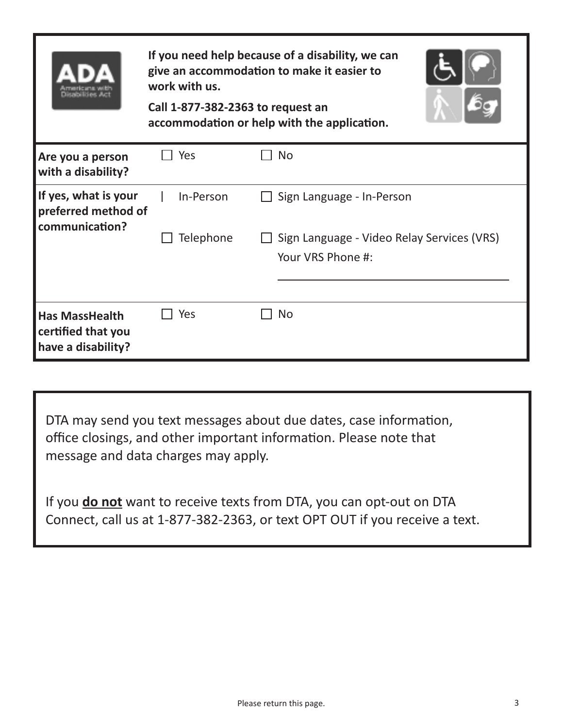**If you need help because of a disability, we can give an accommodation to make it easier to work with us.**

**Call 1-877-382-2363 to request an accommodation or help with the application.**

| | | |
|---|---|---|
| **Are you a person with a disability?** | ☐ Yes | ☐ No |
| **If yes, what is your preferred method of communication?** | ☐ In-Person | ☐ Sign Language - In-Person |
| | ☐ Telephone | ☐ Sign Language - Video Relay Services (VRS) Your VRS Phone #: ____________________ |
| **Has MassHealth certified that you have a disability?** | ☐ Yes | ☐ No |

DTA may send you text messages about due dates, case information, office closings, and other important information. Please note that message and data charges may apply.

If you **do not** want to receive texts from DTA, you can opt-out on DTA Connect, call us at 1-877-382-2363, or text OPT OUT if you receive a text.

Please return this page.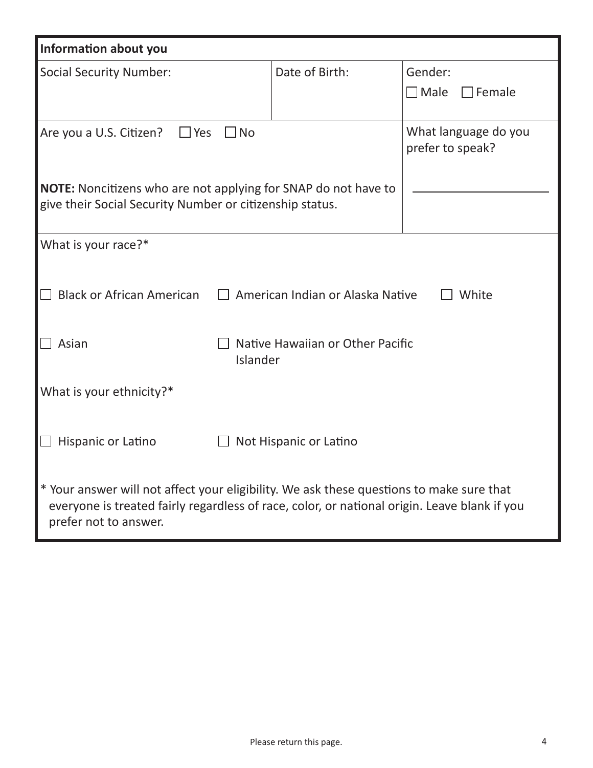## Information about you

| Social Security Number: | Date of Birth: | Gender: ☐ Male ☐ Female |
|---|---|---|
| Are you a U.S. Citizen? ☐ Yes ☐ No<br><br>**NOTE:** Noncitizens who are not applying for SNAP do not have to give their Social Security Number or citizenship status. | | What language do you prefer to speak?<br><br>\_\_\_\_\_\_\_\_\_\_\_\_\_\_\_\_\_\_\_\_ |

What is your race?*

☐ Black or African American ☐ American Indian or Alaska Native ☐ White

☐ Asian ☐ Native Hawaiian or Other Pacific Islander

What is your ethnicity?*

☐ Hispanic or Latino ☐ Not Hispanic or Latino

* Your answer will not affect your eligibility. We ask these questions to make sure that everyone is treated fairly regardless of race, color, or national origin. Leave blank if you prefer not to answer.

Please return this page.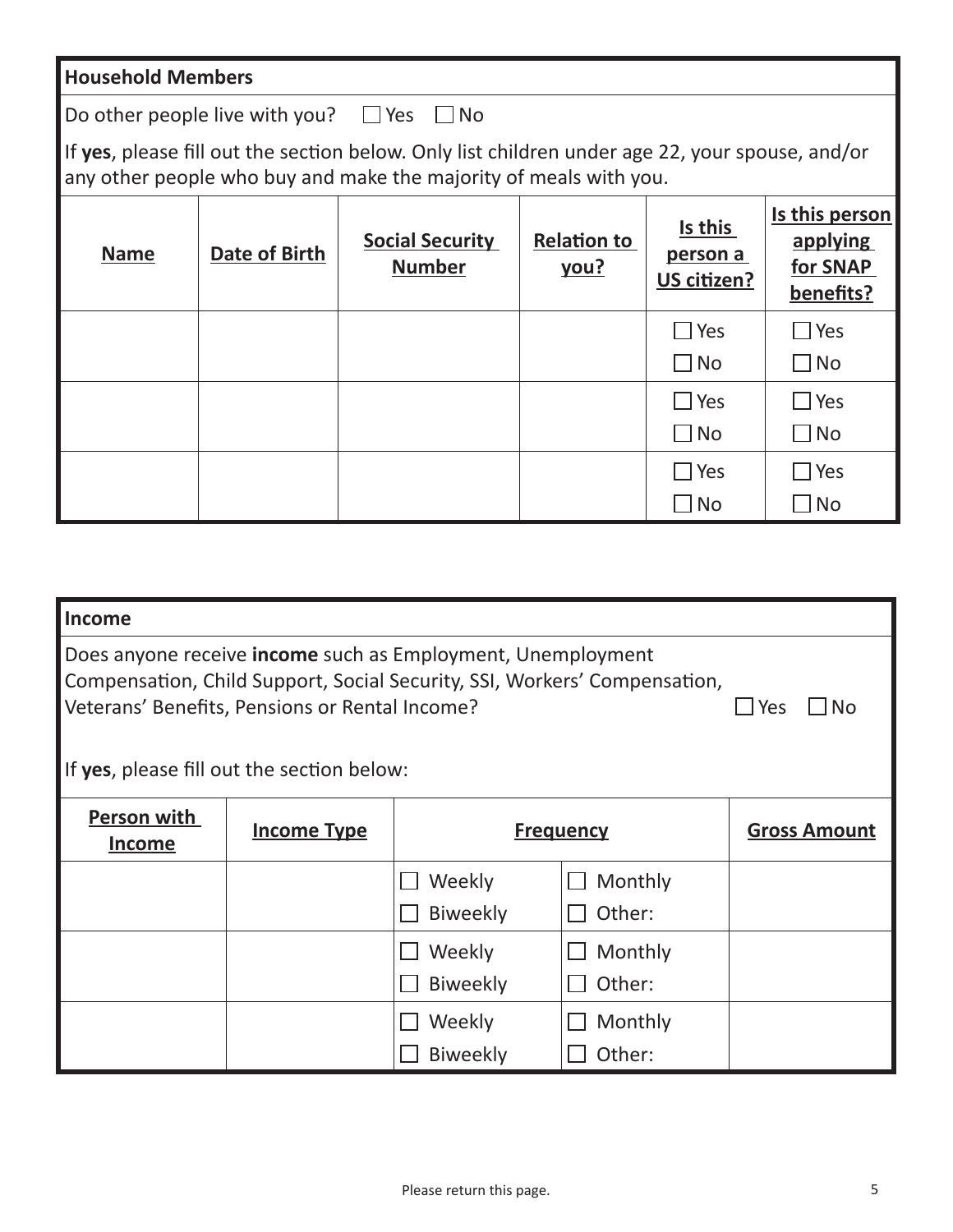## Household Members

Do other people live with you? ☐ Yes ☐ No

If **yes**, please fill out the section below. Only list children under age 22, your spouse, and/or any other people who buy and make the majority of meals with you.

| Name | Date of Birth | Social Security Number | Relation to you? | Is this person a US citizen? | Is this person applying for SNAP benefits? |
|---|---|---|---|---|---|
| | | | | ☐ Yes ☐ No | ☐ Yes ☐ No |
| | | | | ☐ Yes ☐ No | ☐ Yes ☐ No |
| | | | | ☐ Yes ☐ No | ☐ Yes ☐ No |

## Income

Does anyone receive **income** such as Employment, Unemployment Compensation, Child Support, Social Security, SSI, Workers' Compensation, Veterans' Benefits, Pensions or Rental Income? ☐ Yes ☐ No

If **yes**, please fill out the section below:

| Person with Income | Income Type | Frequency | | Gross Amount |
|---|---|---|---|---|
| | | ☐ Weekly ☐ Biweekly | ☐ Monthly ☐ Other: | |
| | | ☐ Weekly ☐ Biweekly | ☐ Monthly ☐ Other: | |
| | | ☐ Weekly ☐ Biweekly | ☐ Monthly ☐ Other: | |

Please return this page.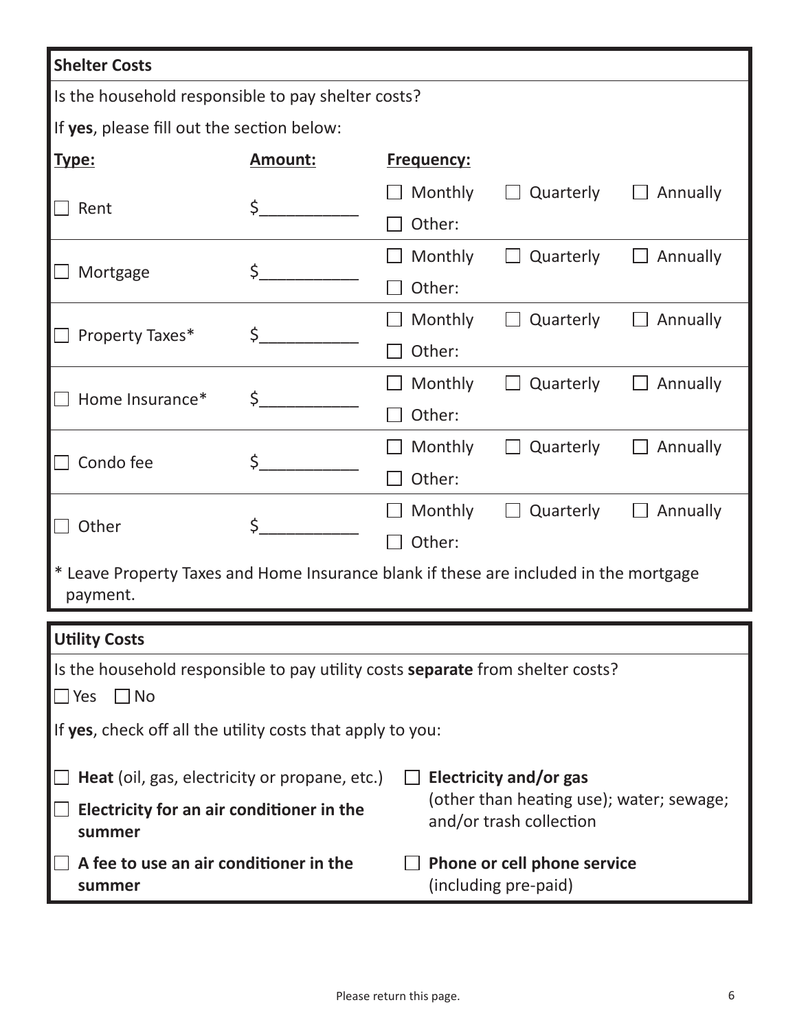## Shelter Costs

Is the household responsible to pay shelter costs?

If **yes**, please fill out the section below:

| Type: | Amount: | Frequency: | | |
|---|---|---|---|---|
| ☐ Rent | $__________ | ☐ Monthly | ☐ Quarterly | ☐ Annually |
| | | ☐ Other: | | |
| ☐ Mortgage | $__________ | ☐ Monthly | ☐ Quarterly | ☐ Annually |
| | | ☐ Other: | | |
| ☐ Property Taxes* | $__________ | ☐ Monthly | ☐ Quarterly | ☐ Annually |
| | | ☐ Other: | | |
| ☐ Home Insurance* | $__________ | ☐ Monthly | ☐ Quarterly | ☐ Annually |
| | | ☐ Other: | | |
| ☐ Condo fee | $__________ | ☐ Monthly | ☐ Quarterly | ☐ Annually |
| | | ☐ Other: | | |
| ☐ Other | $__________ | ☐ Monthly | ☐ Quarterly | ☐ Annually |
| | | ☐ Other: | | |

* Leave Property Taxes and Home Insurance blank if these are included in the mortgage payment.

## Utility Costs

Is the household responsible to pay utility costs **separate** from shelter costs?

☐ Yes ☐ No

If **yes**, check off all the utility costs that apply to you:

- ☐ **Heat** (oil, gas, electricity or propane, etc.)
- ☐ **Electricity for an air conditioner in the summer**
- ☐ **A fee to use an air conditioner in the summer**
- ☐ **Electricity and/or gas** (other than heating use); water; sewage; and/or trash collection
- ☐ **Phone or cell phone service** (including pre-paid)

Please return this page.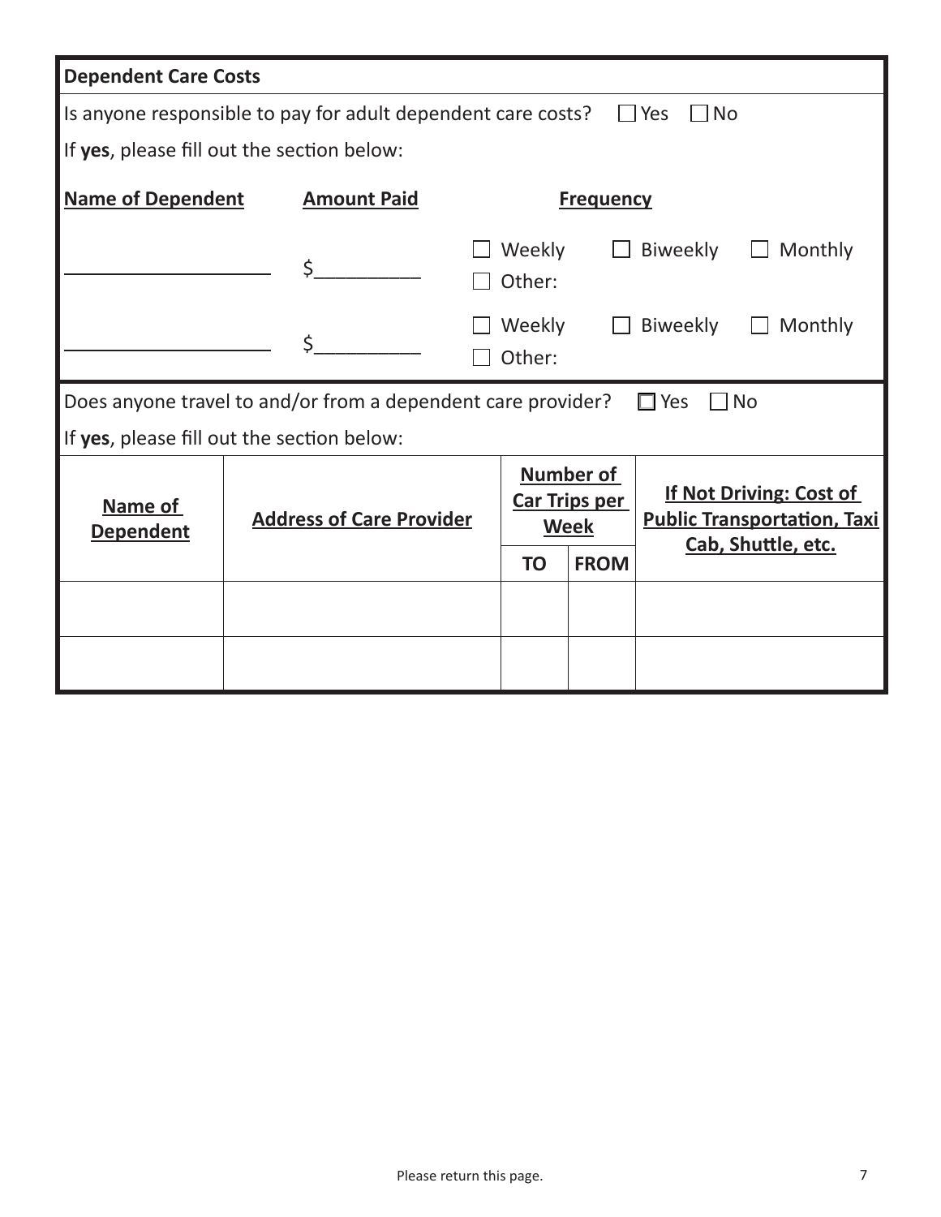## Dependent Care Costs

Is anyone responsible to pay for adult dependent care costs? ☐ Yes ☐ No

If **yes**, please fill out the section below:

| **Name of Dependent** | **Amount Paid** | **Frequency** |
|---|---|---|
| ____________________ | $__________ | ☐ Weekly ☐ Biweekly ☐ Monthly ☐ Other: |
| ____________________ | $__________ | ☐ Weekly ☐ Biweekly ☐ Monthly ☐ Other: |

Does anyone travel to and/or from a dependent care provider? ☐ Yes ☐ No

If **yes**, please fill out the section below:

| **Name of Dependent** | **Address of Care Provider** | **Number of Car Trips per Week** | | **If Not Driving: Cost of Public Transportation, Taxi Cab, Shuttle, etc.** |
|---|---|---|---|---|
| | | **TO** | **FROM** | |
| | | | | |
| | | | | |

Please return this page.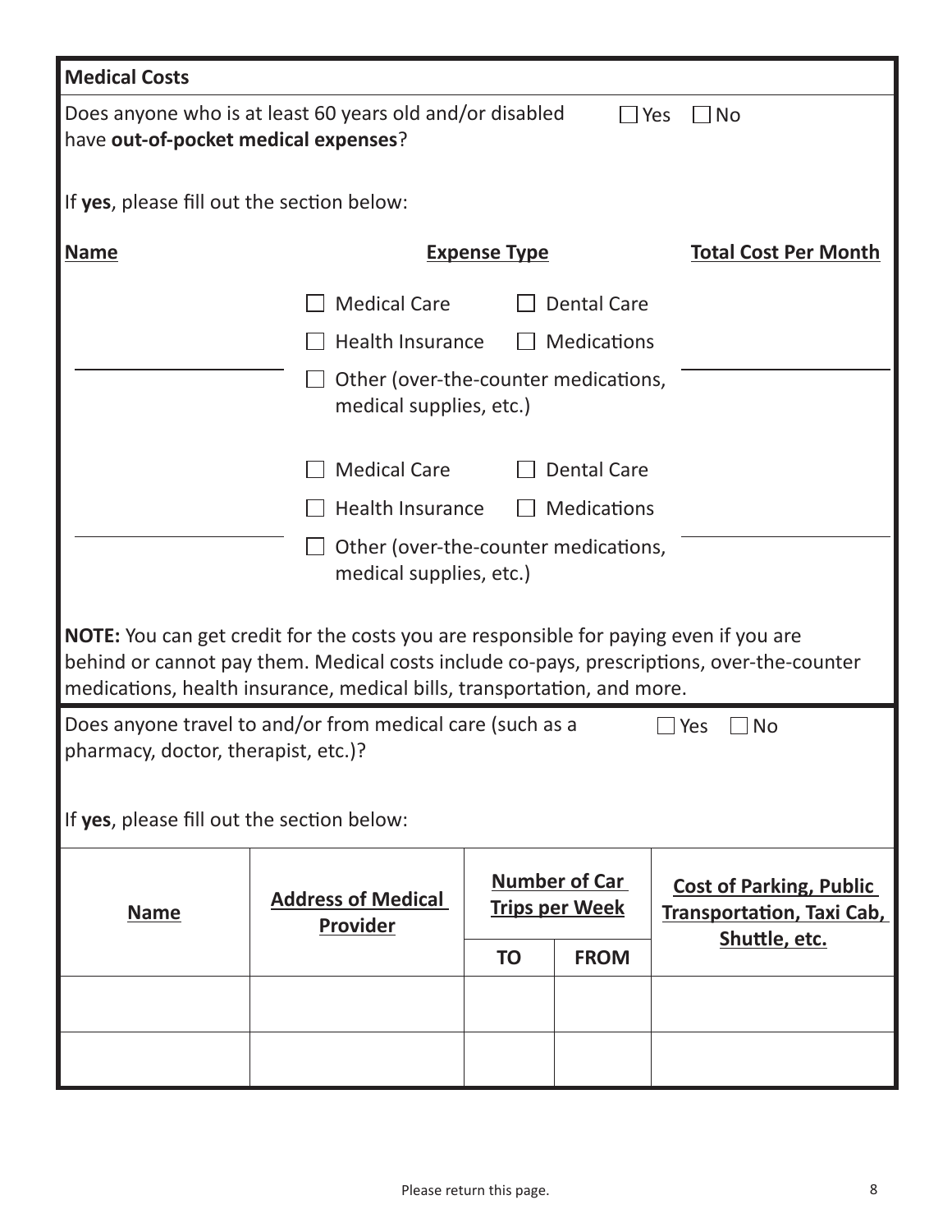## Medical Costs

Does anyone who is at least 60 years old and/or disabled have **out-of-pocket medical expenses**? ☐ Yes ☐ No

If **yes**, please fill out the section below:

| Name | Expense Type | Total Cost Per Month |
|---|---|---|
| | ☐ Medical Care ☐ Dental Care<br>☐ Health Insurance ☐ Medications<br>☐ Other (over-the-counter medications, medical supplies, etc.) | |
| | ☐ Medical Care ☐ Dental Care<br>☐ Health Insurance ☐ Medications<br>☐ Other (over-the-counter medications, medical supplies, etc.) | |

**NOTE:** You can get credit for the costs you are responsible for paying even if you are behind or cannot pay them. Medical costs include co-pays, prescriptions, over-the-counter medications, health insurance, medical bills, transportation, and more.

Does anyone travel to and/or from medical care (such as a pharmacy, doctor, therapist, etc.)? ☐ Yes ☐ No

If **yes**, please fill out the section below:

| Name | Address of Medical Provider | Number of Car Trips per Week | | Cost of Parking, Public Transportation, Taxi Cab, Shuttle, etc. |
|---|---|---|---|---|
| | | TO | FROM | |
| | | | | |
| | | | | |

Please return this page.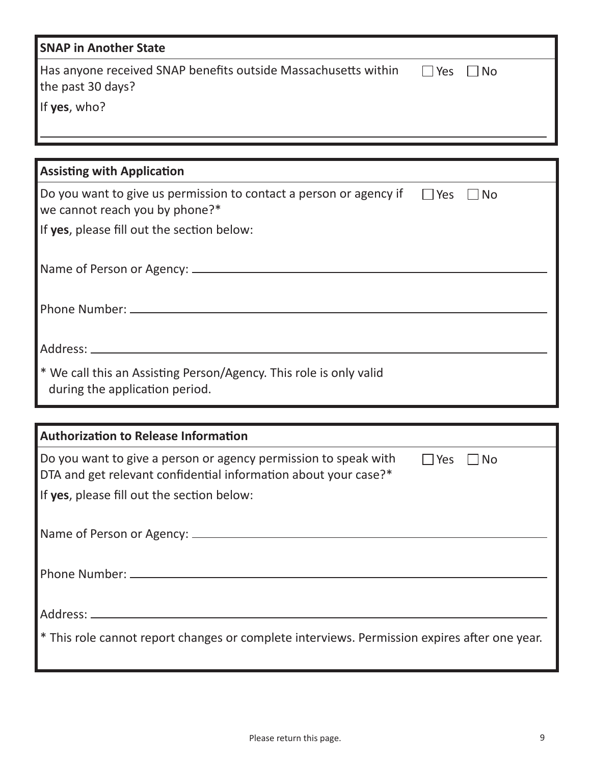## SNAP in Another State

Has anyone received SNAP benefits outside Massachusetts within the past 30 days? ☐ Yes ☐ No

If **yes**, who?

\_\_\_\_\_\_\_\_\_\_\_\_\_\_\_\_\_\_\_\_\_\_\_\_\_\_\_\_\_\_\_\_\_\_\_\_\_\_\_\_\_\_\_\_\_\_\_\_\_\_\_\_\_\_\_\_\_\_\_\_

## Assisting with Application

Do you want to give us permission to contact a person or agency if we cannot reach you by phone?* ☐ Yes ☐ No

If **yes**, please fill out the section below:

Name of Person or Agency: \_\_\_\_\_\_\_\_\_\_\_\_\_\_\_\_\_\_\_\_\_\_\_\_\_\_\_\_\_\_\_\_\_\_\_\_\_\_\_\_\_\_\_\_

Phone Number: \_\_\_\_\_\_\_\_\_\_\_\_\_\_\_\_\_\_\_\_\_\_\_\_\_\_\_\_\_\_\_\_\_\_\_\_\_\_\_\_\_\_\_\_\_\_\_\_\_\_\_\_

Address: \_\_\_\_\_\_\_\_\_\_\_\_\_\_\_\_\_\_\_\_\_\_\_\_\_\_\_\_\_\_\_\_\_\_\_\_\_\_\_\_\_\_\_\_\_\_\_\_\_\_\_\_\_\_\_\_

\* We call this an Assisting Person/Agency. This role is only valid during the application period.

## Authorization to Release Information

Do you want to give a person or agency permission to speak with DTA and get relevant confidential information about your case?* ☐ Yes ☐ No

If **yes**, please fill out the section below:

Name of Person or Agency: \_\_\_\_\_\_\_\_\_\_\_\_\_\_\_\_\_\_\_\_\_\_\_\_\_\_\_\_\_\_\_\_\_\_\_\_\_\_\_\_\_\_\_\_

Phone Number: \_\_\_\_\_\_\_\_\_\_\_\_\_\_\_\_\_\_\_\_\_\_\_\_\_\_\_\_\_\_\_\_\_\_\_\_\_\_\_\_\_\_\_\_\_\_\_\_\_\_\_\_

Address: \_\_\_\_\_\_\_\_\_\_\_\_\_\_\_\_\_\_\_\_\_\_\_\_\_\_\_\_\_\_\_\_\_\_\_\_\_\_\_\_\_\_\_\_\_\_\_\_\_\_\_\_\_\_\_\_

\* This role cannot report changes or complete interviews. Permission expires after one year.

Please return this page.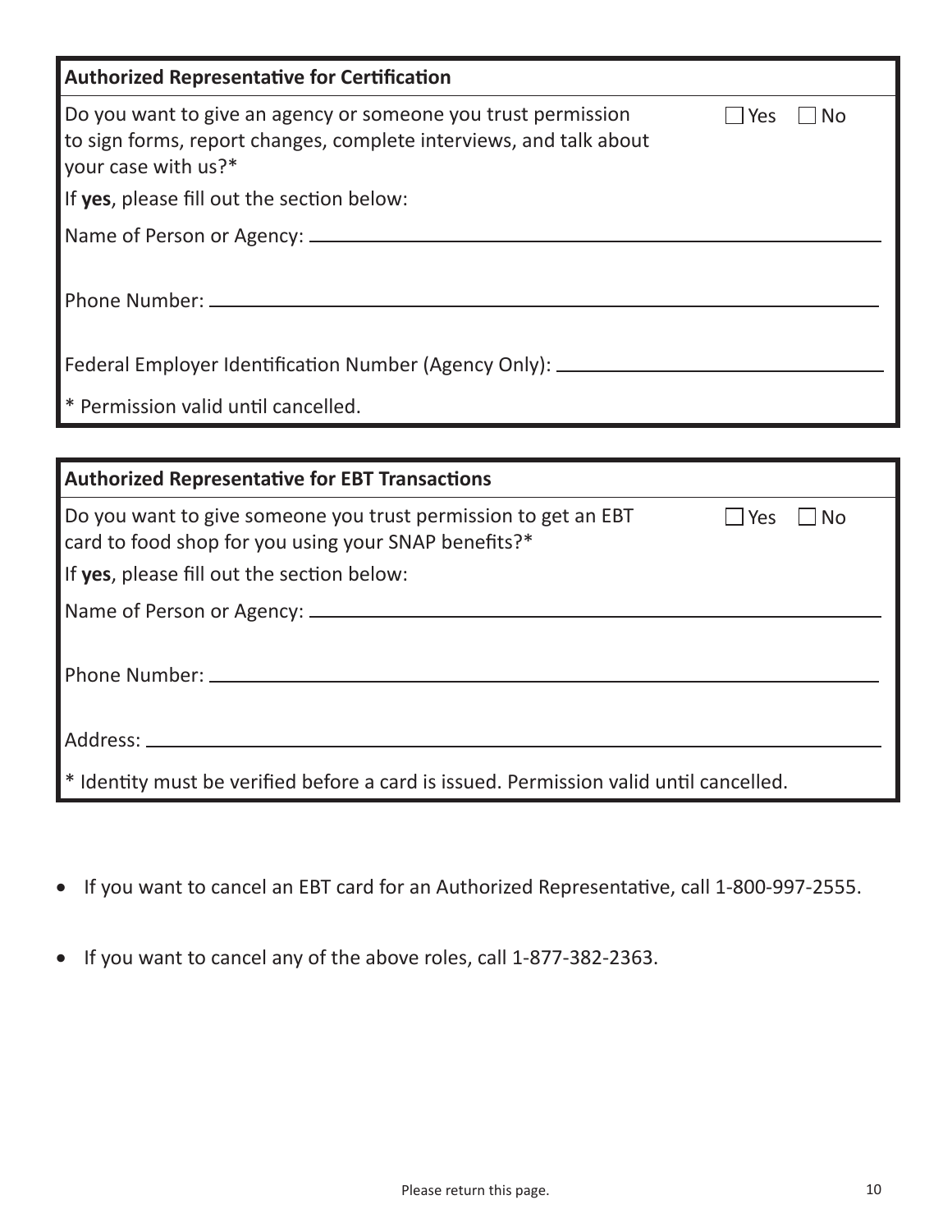## Authorized Representative for Certification

Do you want to give an agency or someone you trust permission to sign forms, report changes, complete interviews, and talk about your case with us?* ☐ Yes ☐ No

If **yes**, please fill out the section below:

Name of Person or Agency: ______________________________

Phone Number: ______________________________

Federal Employer Identification Number (Agency Only): ______________________________

* Permission valid until cancelled.

## Authorized Representative for EBT Transactions

Do you want to give someone you trust permission to get an EBT card to food shop for you using your SNAP benefits?* ☐ Yes ☐ No

If **yes**, please fill out the section below:

Name of Person or Agency: ______________________________

Phone Number: ______________________________

Address: ______________________________

* Identity must be verified before a card is issued. Permission valid until cancelled.

- If you want to cancel an EBT card for an Authorized Representative, call 1-800-997-2555.
- If you want to cancel any of the above roles, call 1-877-382-2363.

Please return this page.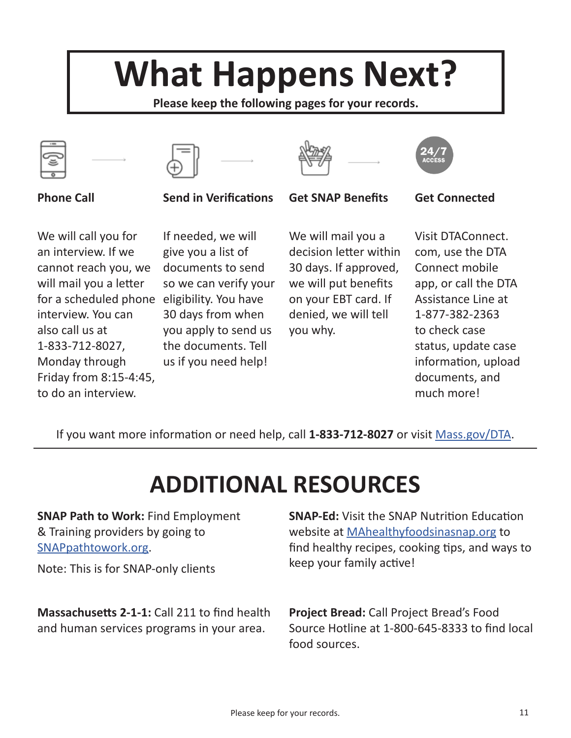# What Happens Next?

**Please keep the following pages for your records.**

### Phone Call

We will call you for an interview. If we cannot reach you, we will mail you a letter for a scheduled phone interview. You can also call us at 1-833-712-8027, Monday through Friday from 8:15-4:45, to do an interview.

### Send in Verifications

If needed, we will give you a list of documents to send so we can verify your eligibility. You have 30 days from when you apply to send us the documents. Tell us if you need help!

### Get SNAP Benefits

We will mail you a decision letter within 30 days. If approved, we will put benefits on your EBT card. If denied, we will tell you why.

### Get Connected

Visit DTAConnect.com, use the DTA Connect mobile app, or call the DTA Assistance Line at 1-877-382-2363 to check case status, update case information, upload documents, and much more!

If you want more information or need help, call **1-833-712-8027** or visit [Mass.gov/DTA](Mass.gov/DTA).

## ADDITIONAL RESOURCES

**SNAP Path to Work:** Find Employment & Training providers by going to [SNAPpathtowork.org](SNAPpathtowork.org).

Note: This is for SNAP-only clients

**SNAP-Ed:** Visit the SNAP Nutrition Education website at [MAhealthyfoodsinasnap.org](MAhealthyfoodsinasnap.org) to find healthy recipes, cooking tips, and ways to keep your family active!

**Massachusetts 2-1-1:** Call 211 to find health and human services programs in your area.

**Project Bread:** Call Project Bread's Food Source Hotline at 1-800-645-8333 to find local food sources.

Please keep for your records.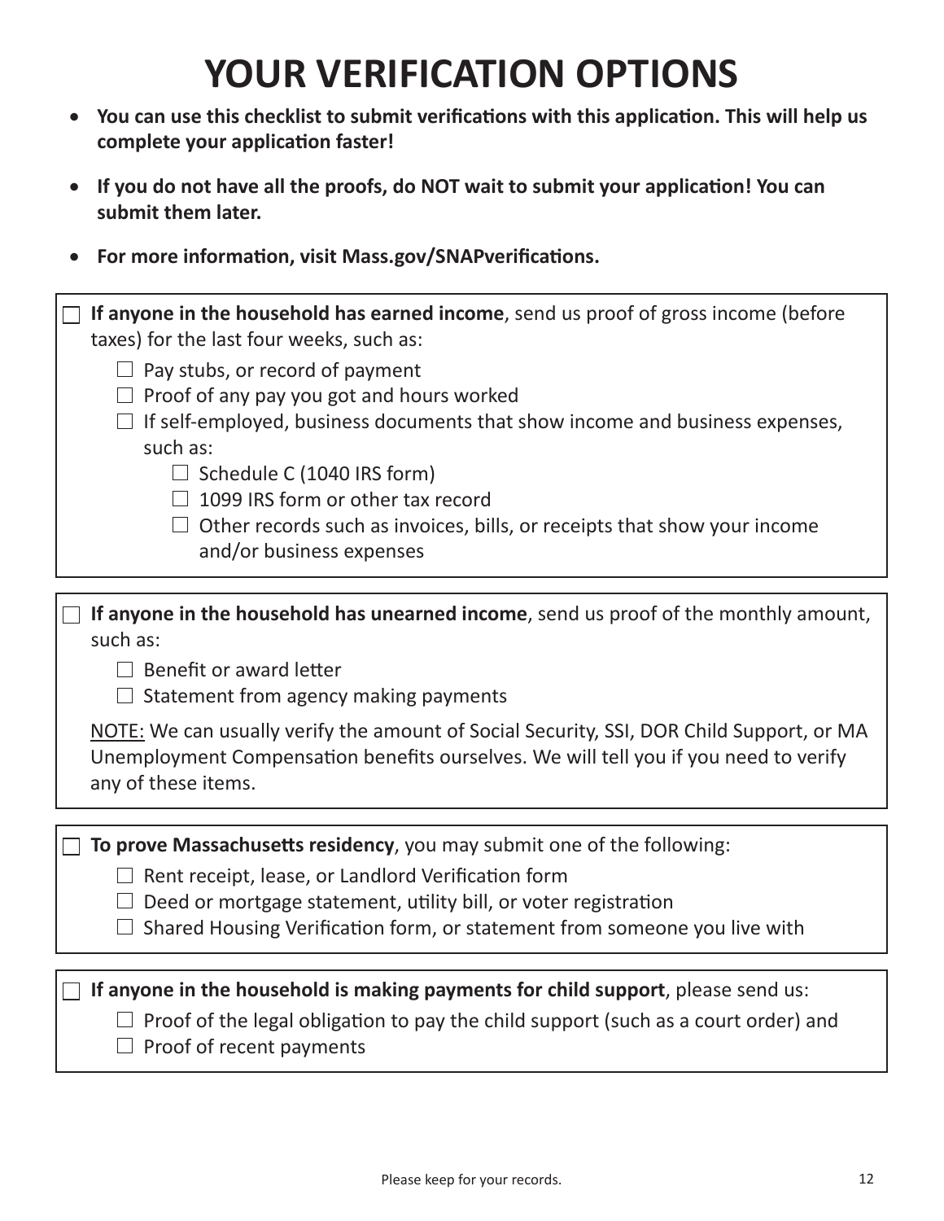# YOUR VERIFICATION OPTIONS

- **You can use this checklist to submit verifications with this application. This will help us complete your application faster!**
- **If you do not have all the proofs, do NOT wait to submit your application! You can submit them later.**
- **For more information, visit Mass.gov/SNAPverifications.**

---

☐ **If anyone in the household has earned income**, send us proof of gross income (before taxes) for the last four weeks, such as:

- ☐ Pay stubs, or record of payment
- ☐ Proof of any pay you got and hours worked
- ☐ If self-employed, business documents that show income and business expenses, such as:
  - ☐ Schedule C (1040 IRS form)
  - ☐ 1099 IRS form or other tax record
  - ☐ Other records such as invoices, bills, or receipts that show your income and/or business expenses

---

☐ **If anyone in the household has unearned income**, send us proof of the monthly amount, such as:

- ☐ Benefit or award letter
- ☐ Statement from agency making payments

NOTE: We can usually verify the amount of Social Security, SSI, DOR Child Support, or MA Unemployment Compensation benefits ourselves. We will tell you if you need to verify any of these items.

---

☐ **To prove Massachusetts residency**, you may submit one of the following:

- ☐ Rent receipt, lease, or Landlord Verification form
- ☐ Deed or mortgage statement, utility bill, or voter registration
- ☐ Shared Housing Verification form, or statement from someone you live with

---

☐ **If anyone in the household is making payments for child support**, please send us:

- ☐ Proof of the legal obligation to pay the child support (such as a court order) and
- ☐ Proof of recent payments

Please keep for your records.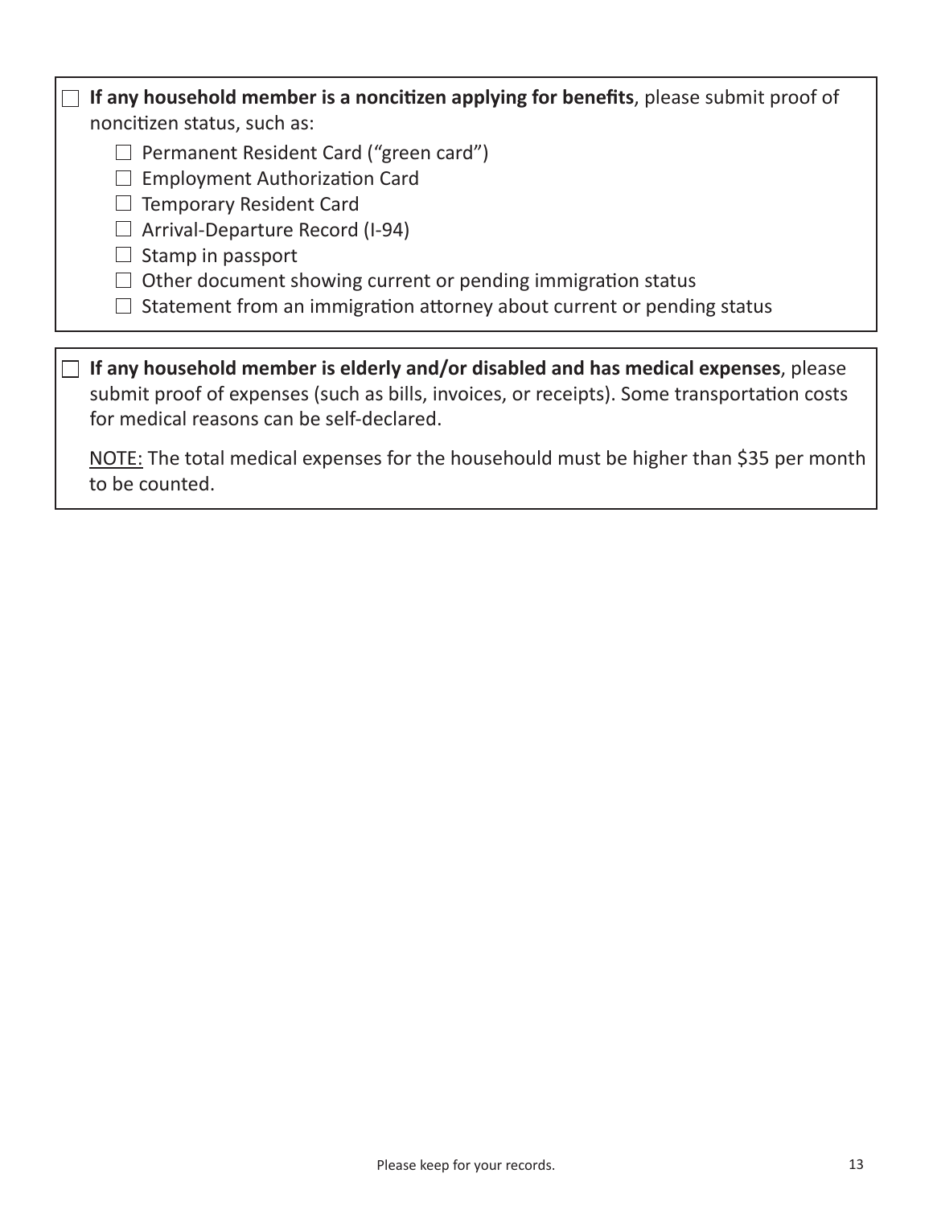- [ ] **If any household member is a noncitizen applying for benefits**, please submit proof of noncitizen status, such as:
    - [ ] Permanent Resident Card ("green card")
    - [ ] Employment Authorization Card
    - [ ] Temporary Resident Card
    - [ ] Arrival-Departure Record (I-94)
    - [ ] Stamp in passport
    - [ ] Other document showing current or pending immigration status
    - [ ] Statement from an immigration attorney about current or pending status

- [ ] **If any household member is elderly and/or disabled and has medical expenses**, please submit proof of expenses (such as bills, invoices, or receipts). Some transportation costs for medical reasons can be self-declared.

    NOTE: The total medical expenses for the househould must be higher than $35 per month to be counted.

Please keep for your records.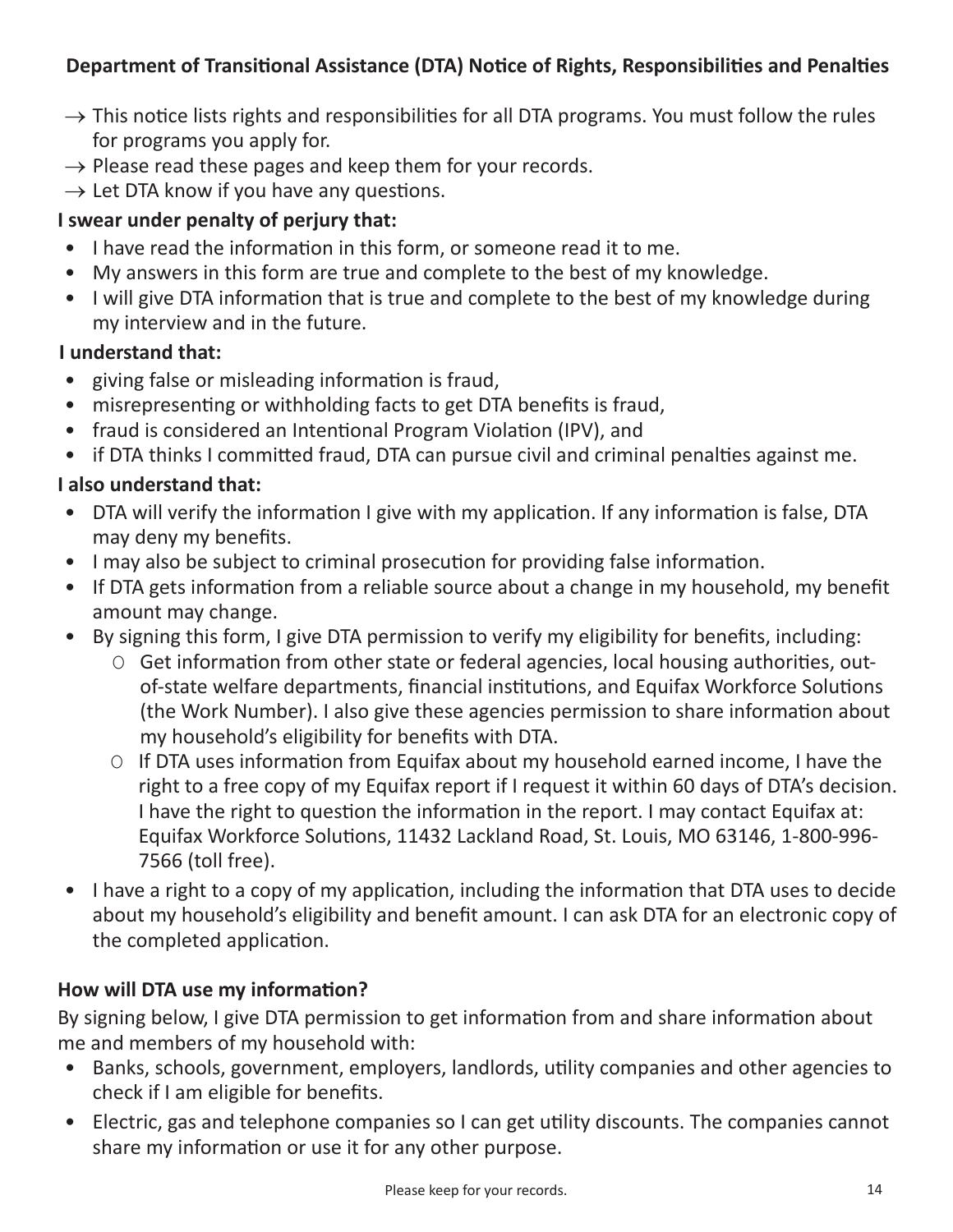## Department of Transitional Assistance (DTA) Notice of Rights, Responsibilities and Penalties

- → This notice lists rights and responsibilities for all DTA programs. You must follow the rules for programs you apply for.
- → Please read these pages and keep them for your records.
- → Let DTA know if you have any questions.

**I swear under penalty of perjury that:**

- I have read the information in this form, or someone read it to me.
- My answers in this form are true and complete to the best of my knowledge.
- I will give DTA information that is true and complete to the best of my knowledge during my interview and in the future.

**I understand that:**

- giving false or misleading information is fraud,
- misrepresenting or withholding facts to get DTA benefits is fraud,
- fraud is considered an Intentional Program Violation (IPV), and
- if DTA thinks I committed fraud, DTA can pursue civil and criminal penalties against me.

**I also understand that:**

- DTA will verify the information I give with my application. If any information is false, DTA may deny my benefits.
- I may also be subject to criminal prosecution for providing false information.
- If DTA gets information from a reliable source about a change in my household, my benefit amount may change.
- By signing this form, I give DTA permission to verify my eligibility for benefits, including:
  - Get information from other state or federal agencies, local housing authorities, out-of-state welfare departments, financial institutions, and Equifax Workforce Solutions (the Work Number). I also give these agencies permission to share information about my household's eligibility for benefits with DTA.
  - If DTA uses information from Equifax about my household earned income, I have the right to a free copy of my Equifax report if I request it within 60 days of DTA's decision. I have the right to question the information in the report. I may contact Equifax at: Equifax Workforce Solutions, 11432 Lackland Road, St. Louis, MO 63146, 1-800-996-7566 (toll free).
- I have a right to a copy of my application, including the information that DTA uses to decide about my household's eligibility and benefit amount. I can ask DTA for an electronic copy of the completed application.

**How will DTA use my information?**

By signing below, I give DTA permission to get information from and share information about me and members of my household with:

- Banks, schools, government, employers, landlords, utility companies and other agencies to check if I am eligible for benefits.
- Electric, gas and telephone companies so I can get utility discounts. The companies cannot share my information or use it for any other purpose.

Please keep for your records.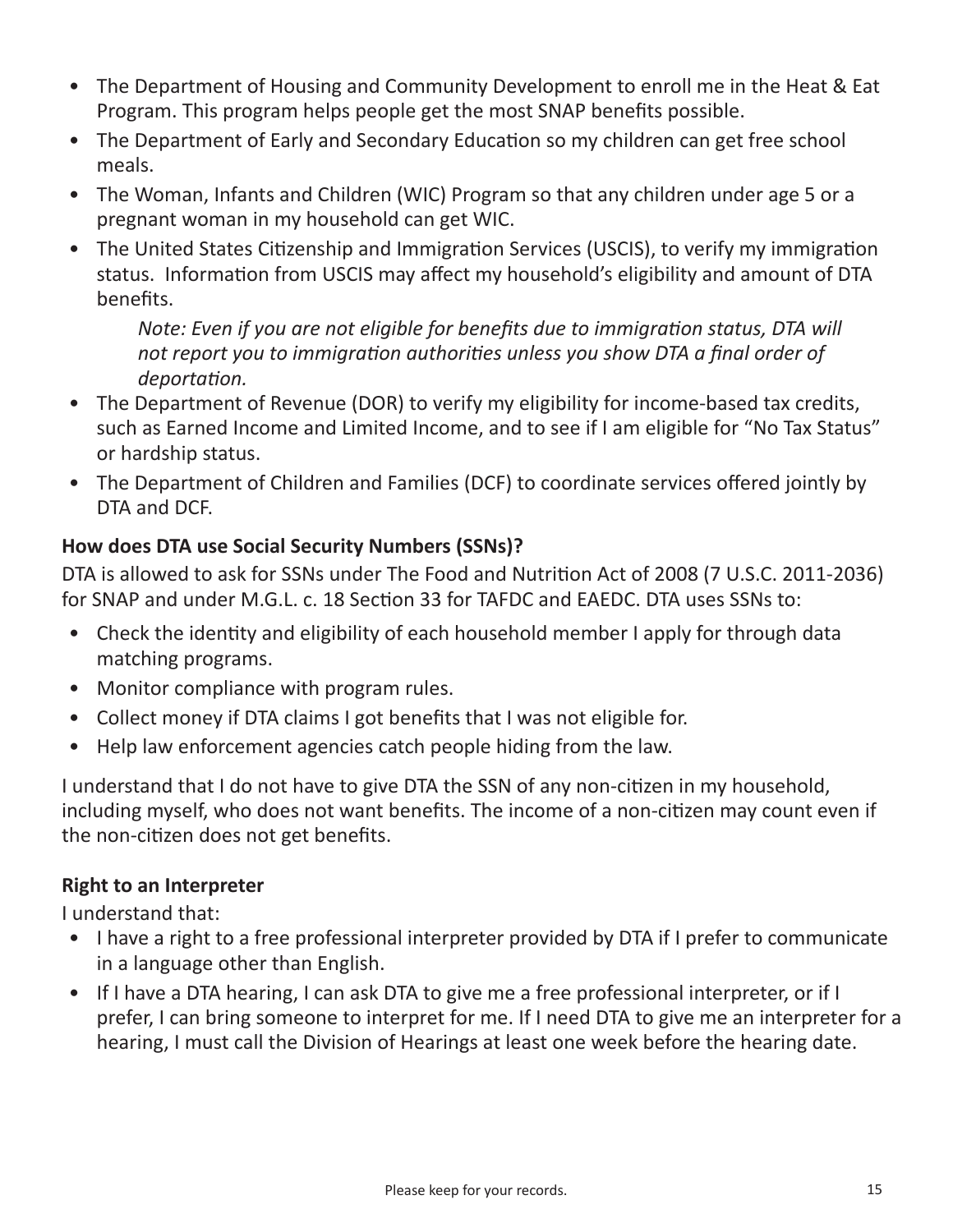- The Department of Housing and Community Development to enroll me in the Heat & Eat Program. This program helps people get the most SNAP benefits possible.
- The Department of Early and Secondary Education so my children can get free school meals.
- The Woman, Infants and Children (WIC) Program so that any children under age 5 or a pregnant woman in my household can get WIC.
- The United States Citizenship and Immigration Services (USCIS), to verify my immigration status. Information from USCIS may affect my household's eligibility and amount of DTA benefits.

  *Note: Even if you are not eligible for benefits due to immigration status, DTA will not report you to immigration authorities unless you show DTA a final order of deportation.*
- The Department of Revenue (DOR) to verify my eligibility for income-based tax credits, such as Earned Income and Limited Income, and to see if I am eligible for "No Tax Status" or hardship status.
- The Department of Children and Families (DCF) to coordinate services offered jointly by DTA and DCF.

**How does DTA use Social Security Numbers (SSNs)?**

DTA is allowed to ask for SSNs under The Food and Nutrition Act of 2008 (7 U.S.C. 2011-2036) for SNAP and under M.G.L. c. 18 Section 33 for TAFDC and EAEDC. DTA uses SSNs to:

- Check the identity and eligibility of each household member I apply for through data matching programs.
- Monitor compliance with program rules.
- Collect money if DTA claims I got benefits that I was not eligible for.
- Help law enforcement agencies catch people hiding from the law.

I understand that I do not have to give DTA the SSN of any non-citizen in my household, including myself, who does not want benefits. The income of a non-citizen may count even if the non-citizen does not get benefits.

**Right to an Interpreter**

I understand that:

- I have a right to a free professional interpreter provided by DTA if I prefer to communicate in a language other than English.
- If I have a DTA hearing, I can ask DTA to give me a free professional interpreter, or if I prefer, I can bring someone to interpret for me. If I need DTA to give me an interpreter for a hearing, I must call the Division of Hearings at least one week before the hearing date.

Please keep for your records.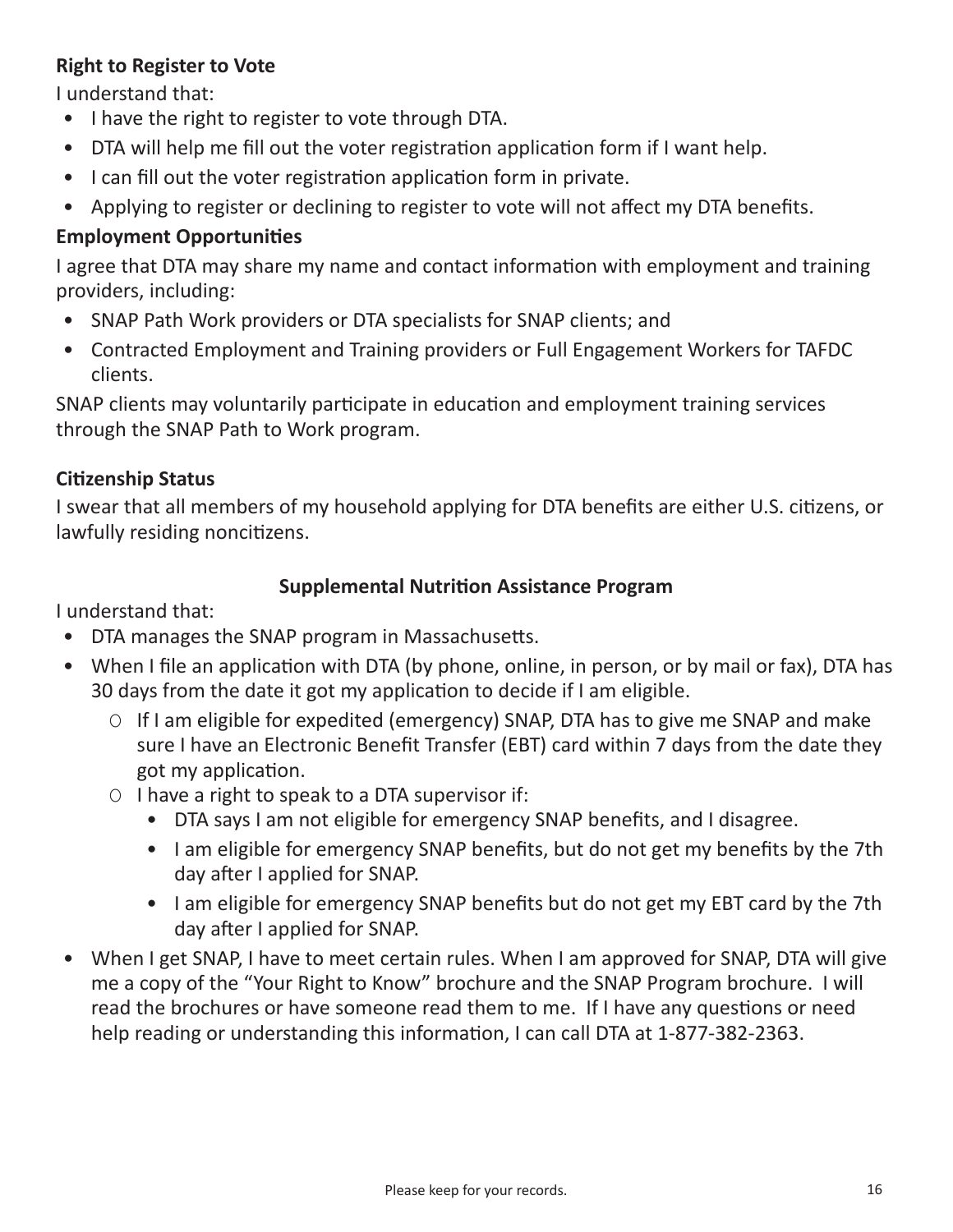**Right to Register to Vote**

I understand that:

- I have the right to register to vote through DTA.
- DTA will help me fill out the voter registration application form if I want help.
- I can fill out the voter registration application form in private.
- Applying to register or declining to register to vote will not affect my DTA benefits.

**Employment Opportunities**

I agree that DTA may share my name and contact information with employment and training providers, including:

- SNAP Path Work providers or DTA specialists for SNAP clients; and
- Contracted Employment and Training providers or Full Engagement Workers for TAFDC clients.

SNAP clients may voluntarily participate in education and employment training services through the SNAP Path to Work program.

**Citizenship Status**

I swear that all members of my household applying for DTA benefits are either U.S. citizens, or lawfully residing noncitizens.

**Supplemental Nutrition Assistance Program**

I understand that:

- DTA manages the SNAP program in Massachusetts.
- When I file an application with DTA (by phone, online, in person, or by mail or fax), DTA has 30 days from the date it got my application to decide if I am eligible.
  - If I am eligible for expedited (emergency) SNAP, DTA has to give me SNAP and make sure I have an Electronic Benefit Transfer (EBT) card within 7 days from the date they got my application.
  - I have a right to speak to a DTA supervisor if:
    - DTA says I am not eligible for emergency SNAP benefits, and I disagree.
    - I am eligible for emergency SNAP benefits, but do not get my benefits by the 7th day after I applied for SNAP.
    - I am eligible for emergency SNAP benefits but do not get my EBT card by the 7th day after I applied for SNAP.
- When I get SNAP, I have to meet certain rules. When I am approved for SNAP, DTA will give me a copy of the "Your Right to Know" brochure and the SNAP Program brochure. I will read the brochures or have someone read them to me. If I have any questions or need help reading or understanding this information, I can call DTA at 1-877-382-2363.

Please keep for your records.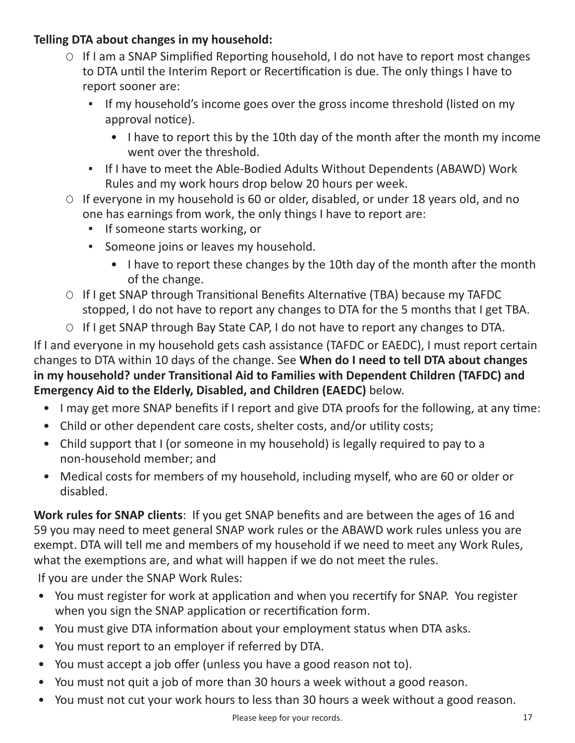**Telling DTA about changes in my household:**

- If I am a SNAP Simplified Reporting household, I do not have to report most changes to DTA until the Interim Report or Recertification is due. The only things I have to report sooner are:
  - If my household's income goes over the gross income threshold (listed on my approval notice).
    - I have to report this by the 10th day of the month after the month my income went over the threshold.
  - If I have to meet the Able-Bodied Adults Without Dependents (ABAWD) Work Rules and my work hours drop below 20 hours per week.
- If everyone in my household is 60 or older, disabled, or under 18 years old, and no one has earnings from work, the only things I have to report are:
  - If someone starts working, or
  - Someone joins or leaves my household.
    - I have to report these changes by the 10th day of the month after the month of the change.
- If I get SNAP through Transitional Benefits Alternative (TBA) because my TAFDC stopped, I do not have to report any changes to DTA for the 5 months that I get TBA.
- If I get SNAP through Bay State CAP, I do not have to report any changes to DTA.

If I and everyone in my household gets cash assistance (TAFDC or EAEDC), I must report certain changes to DTA within 10 days of the change. See **When do I need to tell DTA about changes in my household? under Transitional Aid to Families with Dependent Children (TAFDC) and Emergency Aid to the Elderly, Disabled, and Children (EAEDC)** below.

- I may get more SNAP benefits if I report and give DTA proofs for the following, at any time:
- Child or other dependent care costs, shelter costs, and/or utility costs;
- Child support that I (or someone in my household) is legally required to pay to a non-household member; and
- Medical costs for members of my household, including myself, who are 60 or older or disabled.

**Work rules for SNAP clients**: If you get SNAP benefits and are between the ages of 16 and 59 you may need to meet general SNAP work rules or the ABAWD work rules unless you are exempt. DTA will tell me and members of my household if we need to meet any Work Rules, what the exemptions are, and what will happen if we do not meet the rules.

If you are under the SNAP Work Rules:

- You must register for work at application and when you recertify for SNAP. You register when you sign the SNAP application or recertification form.
- You must give DTA information about your employment status when DTA asks.
- You must report to an employer if referred by DTA.
- You must accept a job offer (unless you have a good reason not to).
- You must not quit a job of more than 30 hours a week without a good reason.
- You must not cut your work hours to less than 30 hours a week without a good reason.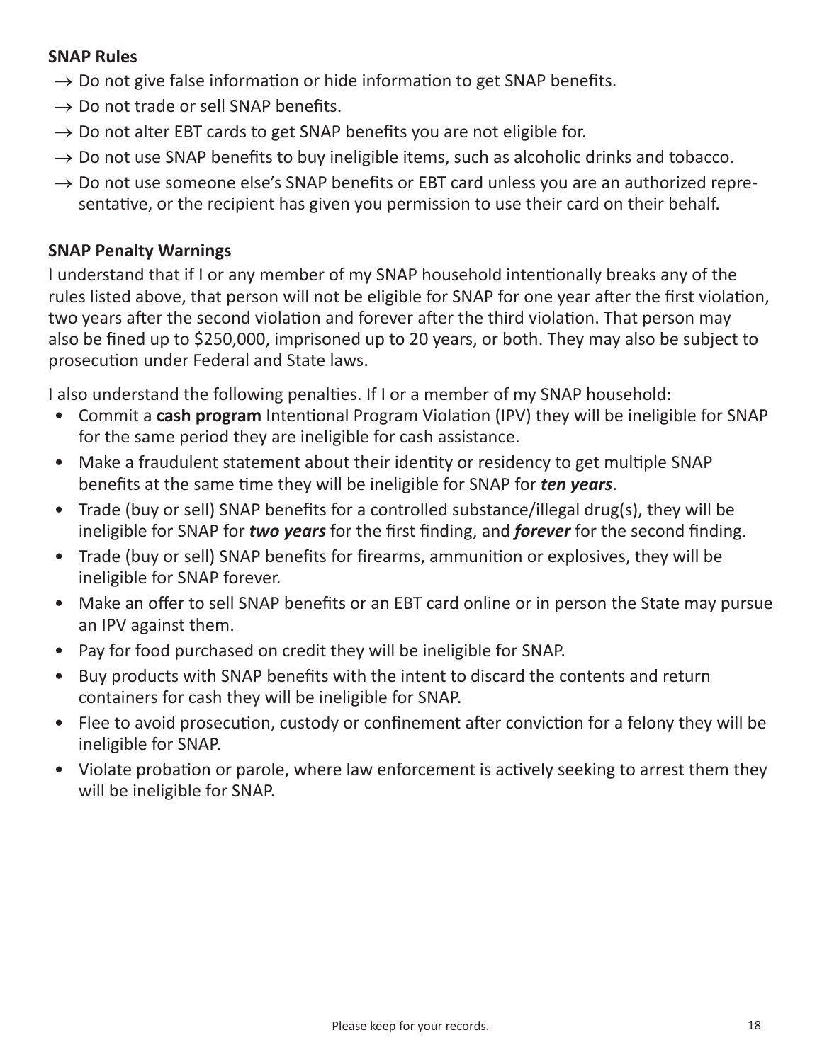**SNAP Rules**

- → Do not give false information or hide information to get SNAP benefits.
- → Do not trade or sell SNAP benefits.
- → Do not alter EBT cards to get SNAP benefits you are not eligible for.
- → Do not use SNAP benefits to buy ineligible items, such as alcoholic drinks and tobacco.
- → Do not use someone else's SNAP benefits or EBT card unless you are an authorized representative, or the recipient has given you permission to use their card on their behalf.

**SNAP Penalty Warnings**

I understand that if I or any member of my SNAP household intentionally breaks any of the rules listed above, that person will not be eligible for SNAP for one year after the first violation, two years after the second violation and forever after the third violation. That person may also be fined up to $250,000, imprisoned up to 20 years, or both. They may also be subject to prosecution under Federal and State laws.

I also understand the following penalties. If I or a member of my SNAP household:

- Commit a **cash program** Intentional Program Violation (IPV) they will be ineligible for SNAP for the same period they are ineligible for cash assistance.
- Make a fraudulent statement about their identity or residency to get multiple SNAP benefits at the same time they will be ineligible for SNAP for ***ten years***.
- Trade (buy or sell) SNAP benefits for a controlled substance/illegal drug(s), they will be ineligible for SNAP for ***two years*** for the first finding, and ***forever*** for the second finding.
- Trade (buy or sell) SNAP benefits for firearms, ammunition or explosives, they will be ineligible for SNAP forever.
- Make an offer to sell SNAP benefits or an EBT card online or in person the State may pursue an IPV against them.
- Pay for food purchased on credit they will be ineligible for SNAP.
- Buy products with SNAP benefits with the intent to discard the contents and return containers for cash they will be ineligible for SNAP.
- Flee to avoid prosecution, custody or confinement after conviction for a felony they will be ineligible for SNAP.
- Violate probation or parole, where law enforcement is actively seeking to arrest them they will be ineligible for SNAP.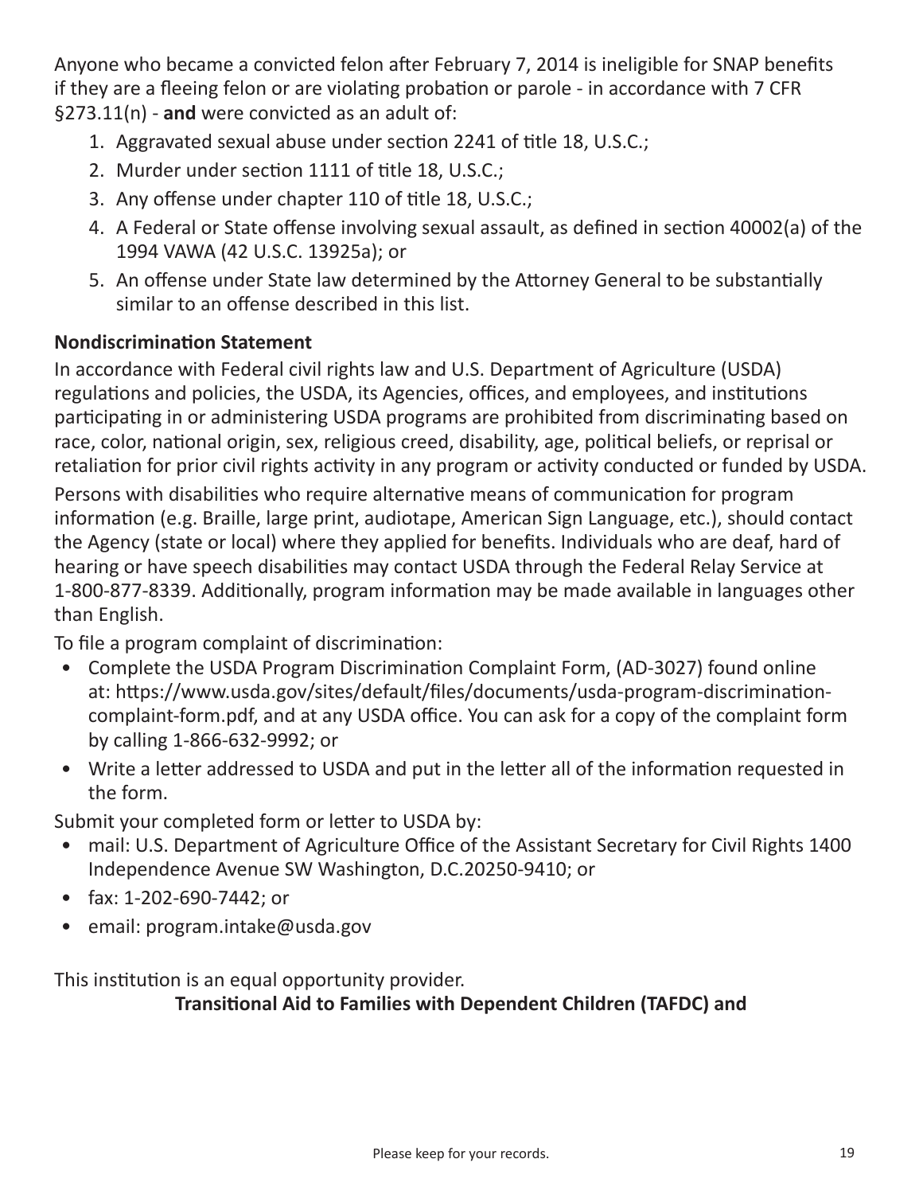Anyone who became a convicted felon after February 7, 2014 is ineligible for SNAP benefits if they are a fleeing felon or are violating probation or parole - in accordance with 7 CFR §273.11(n) - **and** were convicted as an adult of:

1. Aggravated sexual abuse under section 2241 of title 18, U.S.C.;
2. Murder under section 1111 of title 18, U.S.C.;
3. Any offense under chapter 110 of title 18, U.S.C.;
4. A Federal or State offense involving sexual assault, as defined in section 40002(a) of the 1994 VAWA (42 U.S.C. 13925a); or
5. An offense under State law determined by the Attorney General to be substantially similar to an offense described in this list.

**Nondiscrimination Statement**

In accordance with Federal civil rights law and U.S. Department of Agriculture (USDA) regulations and policies, the USDA, its Agencies, offices, and employees, and institutions participating in or administering USDA programs are prohibited from discriminating based on race, color, national origin, sex, religious creed, disability, age, political beliefs, or reprisal or retaliation for prior civil rights activity in any program or activity conducted or funded by USDA.

Persons with disabilities who require alternative means of communication for program information (e.g. Braille, large print, audiotape, American Sign Language, etc.), should contact the Agency (state or local) where they applied for benefits. Individuals who are deaf, hard of hearing or have speech disabilities may contact USDA through the Federal Relay Service at 1-800-877-8339. Additionally, program information may be made available in languages other than English.

To file a program complaint of discrimination:

- Complete the USDA Program Discrimination Complaint Form, (AD-3027) found online at: https://www.usda.gov/sites/default/files/documents/usda-program-discrimination-complaint-form.pdf, and at any USDA office. You can ask for a copy of the complaint form by calling 1-866-632-9992; or
- Write a letter addressed to USDA and put in the letter all of the information requested in the form.

Submit your completed form or letter to USDA by:

- mail: U.S. Department of Agriculture Office of the Assistant Secretary for Civil Rights 1400 Independence Avenue SW Washington, D.C.20250-9410; or
- fax: 1-202-690-7442; or
- email: program.intake@usda.gov

This institution is an equal opportunity provider.

**Transitional Aid to Families with Dependent Children (TAFDC) and**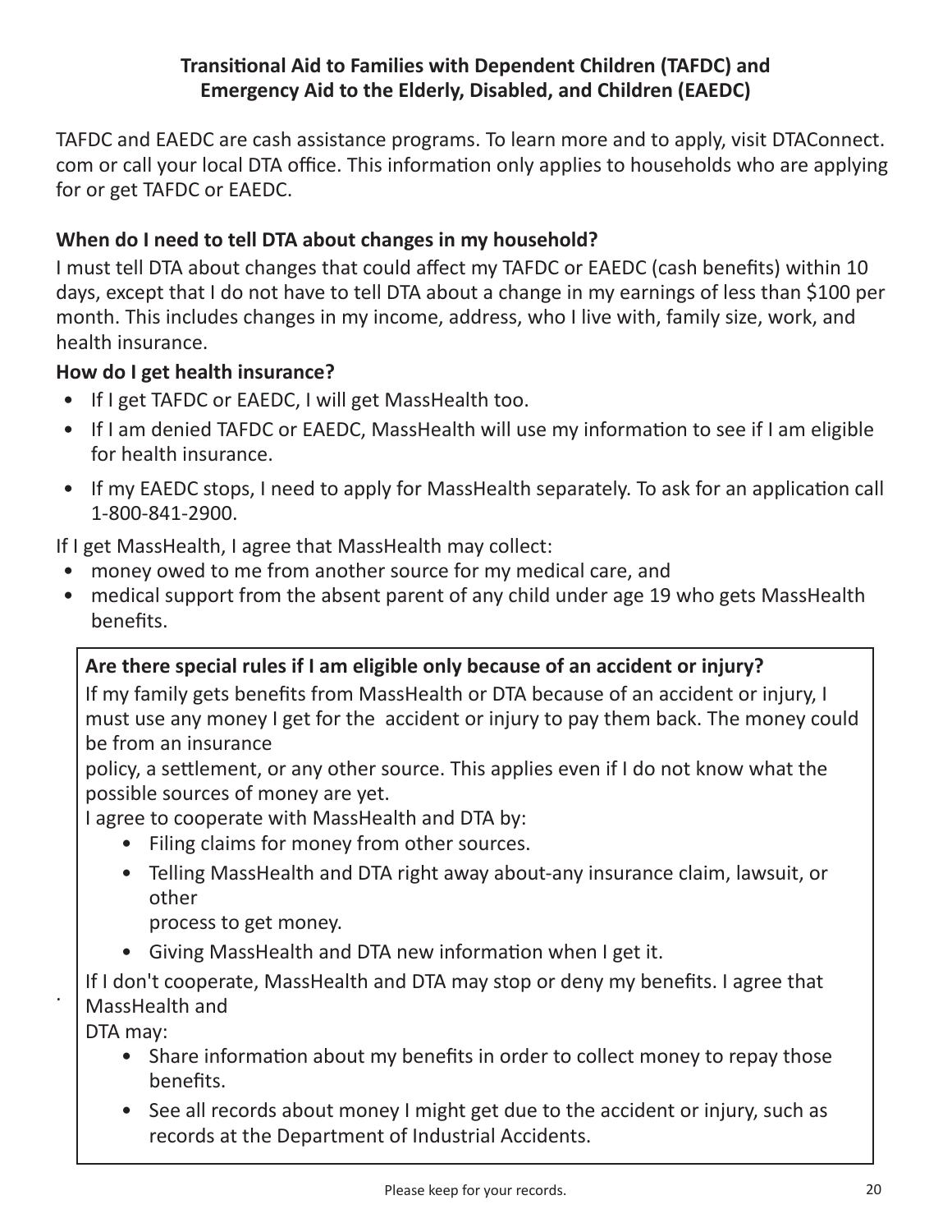## Transitional Aid to Families with Dependent Children (TAFDC) and Emergency Aid to the Elderly, Disabled, and Children (EAEDC)

TAFDC and EAEDC are cash assistance programs. To learn more and to apply, visit DTAConnect.com or call your local DTA office. This information only applies to households who are applying for or get TAFDC or EAEDC.

### When do I need to tell DTA about changes in my household?

I must tell DTA about changes that could affect my TAFDC or EAEDC (cash benefits) within 10 days, except that I do not have to tell DTA about a change in my earnings of less than $100 per month. This includes changes in my income, address, who I live with, family size, work, and health insurance.

### How do I get health insurance?

- If I get TAFDC or EAEDC, I will get MassHealth too.
- If I am denied TAFDC or EAEDC, MassHealth will use my information to see if I am eligible for health insurance.
- If my EAEDC stops, I need to apply for MassHealth separately. To ask for an application call 1-800-841-2900.

If I get MassHealth, I agree that MassHealth may collect:

- money owed to me from another source for my medical care, and
- medical support from the absent parent of any child under age 19 who gets MassHealth benefits.

### Are there special rules if I am eligible only because of an accident or injury?

If my family gets benefits from MassHealth or DTA because of an accident or injury, I must use any money I get for the accident or injury to pay them back. The money could be from an insurance policy, a settlement, or any other source. This applies even if I do not know what the possible sources of money are yet.

I agree to cooperate with MassHealth and DTA by:

- Filing claims for money from other sources.
- Telling MassHealth and DTA right away about-any insurance claim, lawsuit, or other process to get money.
- Giving MassHealth and DTA new information when I get it.

If I don't cooperate, MassHealth and DTA may stop or deny my benefits. I agree that MassHealth and DTA may:

- Share information about my benefits in order to collect money to repay those benefits.
- See all records about money I might get due to the accident or injury, such as records at the Department of Industrial Accidents.

Please keep for your records.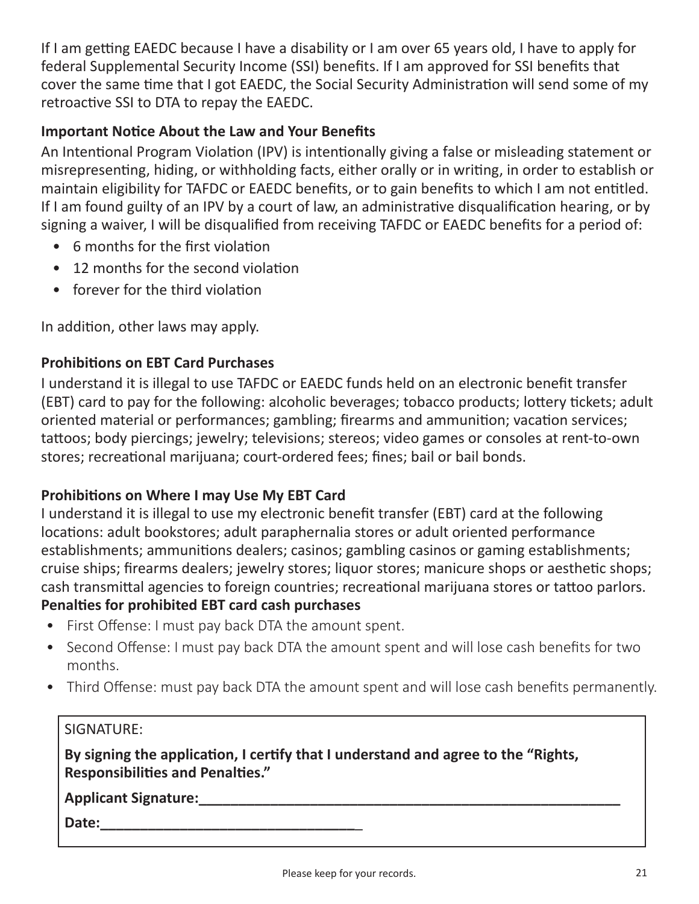If I am getting EAEDC because I have a disability or I am over 65 years old, I have to apply for federal Supplemental Security Income (SSI) benefits. If I am approved for SSI benefits that cover the same time that I got EAEDC, the Social Security Administration will send some of my retroactive SSI to DTA to repay the EAEDC.

**Important Notice About the Law and Your Benefits**

An Intentional Program Violation (IPV) is intentionally giving a false or misleading statement or misrepresenting, hiding, or withholding facts, either orally or in writing, in order to establish or maintain eligibility for TAFDC or EAEDC benefits, or to gain benefits to which I am not entitled. If I am found guilty of an IPV by a court of law, an administrative disqualification hearing, or by signing a waiver, I will be disqualified from receiving TAFDC or EAEDC benefits for a period of:

- 6 months for the first violation
- 12 months for the second violation
- forever for the third violation

In addition, other laws may apply.

**Prohibitions on EBT Card Purchases**

I understand it is illegal to use TAFDC or EAEDC funds held on an electronic benefit transfer (EBT) card to pay for the following: alcoholic beverages; tobacco products; lottery tickets; adult oriented material or performances; gambling; firearms and ammunition; vacation services; tattoos; body piercings; jewelry; televisions; stereos; video games or consoles at rent-to-own stores; recreational marijuana; court-ordered fees; fines; bail or bail bonds.

**Prohibitions on Where I may Use My EBT Card**

I understand it is illegal to use my electronic benefit transfer (EBT) card at the following locations: adult bookstores; adult paraphernalia stores or adult oriented performance establishments; ammunitions dealers; casinos; gambling casinos or gaming establishments; cruise ships; firearms dealers; jewelry stores; liquor stores; manicure shops or aesthetic shops; cash transmittal agencies to foreign countries; recreational marijuana stores or tattoo parlors.

**Penalties for prohibited EBT card cash purchases**

- First Offense: I must pay back DTA the amount spent.
- Second Offense: I must pay back DTA the amount spent and will lose cash benefits for two months.
- Third Offense: must pay back DTA the amount spent and will lose cash benefits permanently.

SIGNATURE:

**By signing the application, I certify that I understand and agree to the "Rights, Responsibilities and Penalties."**

**Applicant Signature:**\_\_\_\_\_\_\_\_\_\_\_\_\_\_\_\_\_\_\_\_\_\_\_\_\_\_\_\_\_\_\_\_\_\_\_\_\_\_\_\_\_\_\_\_\_\_\_\_

**Date:**\_\_\_\_\_\_\_\_\_\_\_\_\_\_\_\_\_\_\_\_\_\_\_\_\_\_\_\_\_\_\_\_\_\_

Please keep for your records.